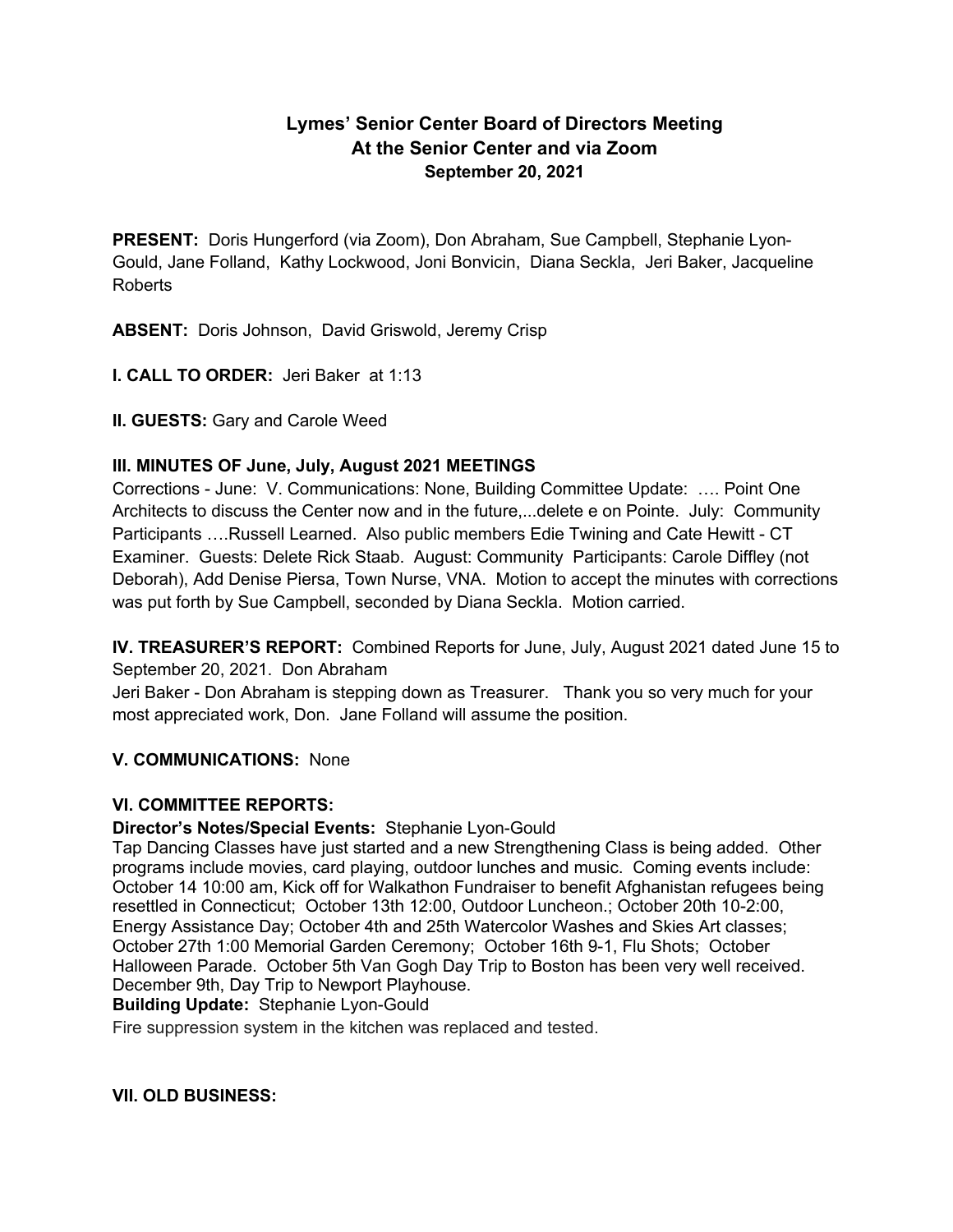# Lymes' Senior Center Board of Directors Meeting
## At the Senior Center and via Zoom
### September 20, 2021

**PRESENT:** Doris Hungerford (via Zoom), Don Abraham, Sue Campbell, Stephanie Lyon-Gould, Jane Folland, Kathy Lockwood, Joni Bonvicin, Diana Seckla, Jeri Baker, Jacqueline Roberts

**ABSENT:** Doris Johnson, David Griswold, Jeremy Crisp

**I. CALL TO ORDER:** Jeri Baker at 1:13

**II. GUESTS:** Gary and Carole Weed

**III. MINUTES OF June, July, August 2021 MEETINGS**

Corrections - June: V. Communications: None, Building Committee Update: …. Point One Architects to discuss the Center now and in the future,...delete e on Pointe. July: Community Participants ….Russell Learned. Also public members Edie Twining and Cate Hewitt - CT Examiner. Guests: Delete Rick Staab. August: Community Participants: Carole Diffley (not Deborah), Add Denise Piersa, Town Nurse, VNA. Motion to accept the minutes with corrections was put forth by Sue Campbell, seconded by Diana Seckla. Motion carried.

**IV. TREASURER'S REPORT:** Combined Reports for June, July, August 2021 dated June 15 to September 20, 2021. Don Abraham

Jeri Baker - Don Abraham is stepping down as Treasurer. Thank you so very much for your most appreciated work, Don. Jane Folland will assume the position.

**V. COMMUNICATIONS:** None

**VI. COMMITTEE REPORTS:**

**Director's Notes/Special Events:** Stephanie Lyon-Gould

Tap Dancing Classes have just started and a new Strengthening Class is being added. Other programs include movies, card playing, outdoor lunches and music. Coming events include: October 14 10:00 am, Kick off for Walkathon Fundraiser to benefit Afghanistan refugees being resettled in Connecticut; October 13th 12:00, Outdoor Luncheon.; October 20th 10-2:00, Energy Assistance Day; October 4th and 25th Watercolor Washes and Skies Art classes; October 27th 1:00 Memorial Garden Ceremony; October 16th 9-1, Flu Shots; October Halloween Parade. October 5th Van Gogh Day Trip to Boston has been very well received. December 9th, Day Trip to Newport Playhouse.

**Building Update:** Stephanie Lyon-Gould

Fire suppression system in the kitchen was replaced and tested.

**VII. OLD BUSINESS:**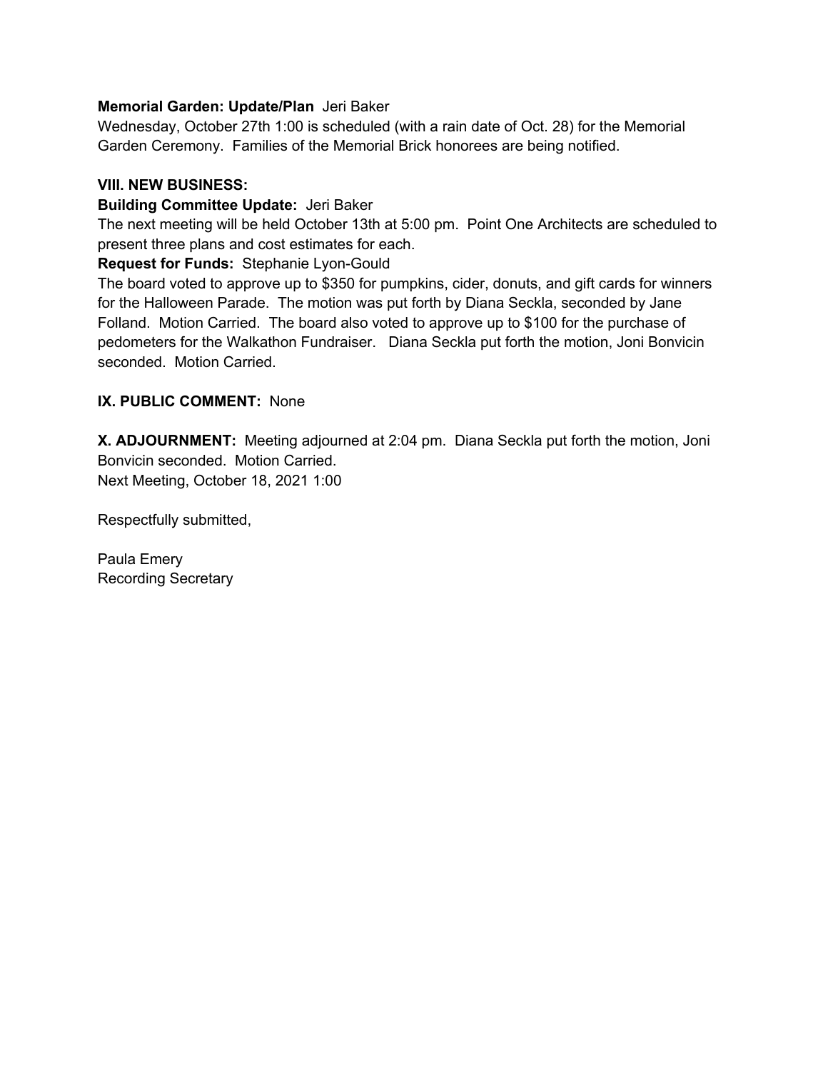**Memorial Garden: Update/Plan** Jeri Baker
Wednesday, October 27th 1:00 is scheduled (with a rain date of Oct. 28) for the Memorial Garden Ceremony. Families of the Memorial Brick honorees are being notified.

**VIII. NEW BUSINESS:**

**Building Committee Update:** Jeri Baker
The next meeting will be held October 13th at 5:00 pm. Point One Architects are scheduled to present three plans and cost estimates for each.

**Request for Funds:** Stephanie Lyon-Gould
The board voted to approve up to $350 for pumpkins, cider, donuts, and gift cards for winners for the Halloween Parade. The motion was put forth by Diana Seckla, seconded by Jane Folland. Motion Carried. The board also voted to approve up to $100 for the purchase of pedometers for the Walkathon Fundraiser. Diana Seckla put forth the motion, Joni Bonvicin seconded. Motion Carried.

**IX. PUBLIC COMMENT:** None

**X. ADJOURNMENT:** Meeting adjourned at 2:04 pm. Diana Seckla put forth the motion, Joni Bonvicin seconded. Motion Carried.
Next Meeting, October 18, 2021 1:00

Respectfully submitted,

Paula Emery
Recording Secretary